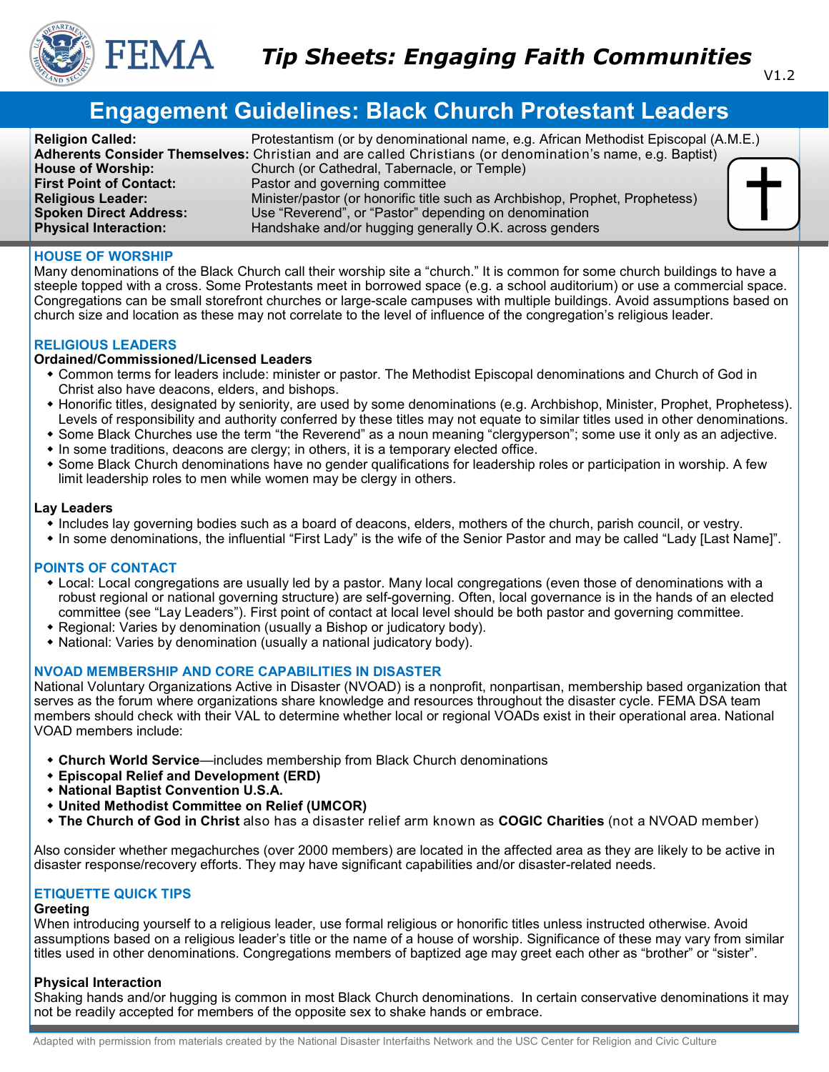# Tip Sheets: Engaging Faith Communities

V1.2

## Engagement Guidelines: Black Church Protestant Leaders

| | |
|---|---|
| **Religion Called:** | Protestantism (or by denominational name, e.g. African Methodist Episcopal (A.M.E.) |
| **Adherents Consider Themselves:** | Christian and are called Christians (or denomination's name, e.g. Baptist) |
| **House of Worship:** | Church (or Cathedral, Tabernacle, or Temple) |
| **First Point of Contact:** | Pastor and governing committee |
| **Religious Leader:** | Minister/pastor (or honorific title such as Archbishop, Prophet, Prophetess) |
| **Spoken Direct Address:** | Use "Reverend", or "Pastor" depending on denomination |
| **Physical Interaction:** | Handshake and/or hugging generally O.K. across genders |

### HOUSE OF WORSHIP

Many denominations of the Black Church call their worship site a "church." It is common for some church buildings to have a steeple topped with a cross. Some Protestants meet in borrowed space (e.g. a school auditorium) or use a commercial space. Congregations can be small storefront churches or large-scale campuses with multiple buildings. Avoid assumptions based on church size and location as these may not correlate to the level of influence of the congregation's religious leader.

### RELIGIOUS LEADERS

**Ordained/Commissioned/Licensed Leaders**

- Common terms for leaders include: minister or pastor. The Methodist Episcopal denominations and Church of God in Christ also have deacons, elders, and bishops.
- Honorific titles, designated by seniority, are used by some denominations (e.g. Archbishop, Minister, Prophet, Prophetess). Levels of responsibility and authority conferred by these titles may not equate to similar titles used in other denominations.
- Some Black Churches use the term "the Reverend" as a noun meaning "clergyperson"; some use it only as an adjective.
- In some traditions, deacons are clergy; in others, it is a temporary elected office.
- Some Black Church denominations have no gender qualifications for leadership roles or participation in worship. A few limit leadership roles to men while women may be clergy in others.

**Lay Leaders**

- Includes lay governing bodies such as a board of deacons, elders, mothers of the church, parish council, or vestry.
- In some denominations, the influential "First Lady" is the wife of the Senior Pastor and may be called "Lady [Last Name]".

### POINTS OF CONTACT

- Local: Local congregations are usually led by a pastor. Many local congregations (even those of denominations with a robust regional or national governing structure) are self-governing. Often, local governance is in the hands of an elected committee (see "Lay Leaders"). First point of contact at local level should be both pastor and governing committee.
- Regional: Varies by denomination (usually a Bishop or judicatory body).
- National: Varies by denomination (usually a national judicatory body).

### NVOAD MEMBERSHIP AND CORE CAPABILITIES IN DISASTER

National Voluntary Organizations Active in Disaster (NVOAD) is a nonprofit, nonpartisan, membership based organization that serves as the forum where organizations share knowledge and resources throughout the disaster cycle. FEMA DSA team members should check with their VAL to determine whether local or regional VOADs exist in their operational area. National VOAD members include:

- **Church World Service**—includes membership from Black Church denominations
- **Episcopal Relief and Development (ERD)**
- **National Baptist Convention U.S.A.**
- **United Methodist Committee on Relief (UMCOR)**
- **The Church of God in Christ** also has a disaster relief arm known as **COGIC Charities** (not a NVOAD member)

Also consider whether megachurches (over 2000 members) are located in the affected area as they are likely to be active in disaster response/recovery efforts. They may have significant capabilities and/or disaster-related needs.

### ETIQUETTE QUICK TIPS

**Greeting**

When introducing yourself to a religious leader, use formal religious or honorific titles unless instructed otherwise. Avoid assumptions based on a religious leader's title or the name of a house of worship. Significance of these may vary from similar titles used in other denominations. Congregations members of baptized age may greet each other as "brother" or "sister".

**Physical Interaction**

Shaking hands and/or hugging is common in most Black Church denominations. In certain conservative denominations it may not be readily accepted for members of the opposite sex to shake hands or embrace.

Adapted with permission from materials created by the National Disaster Interfaiths Network and the USC Center for Religion and Civic Culture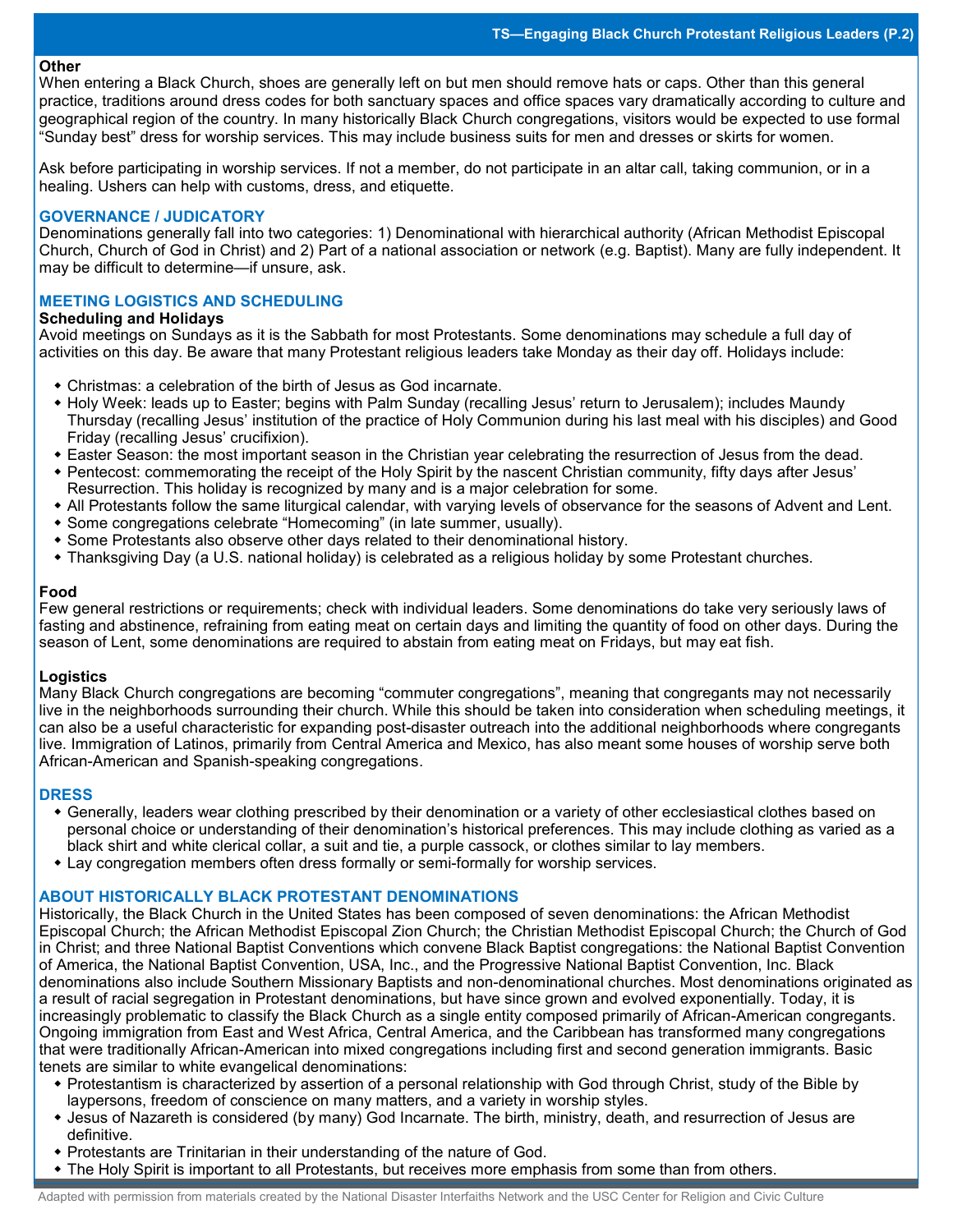### Other

When entering a Black Church, shoes are generally left on but men should remove hats or caps. Other than this general practice, traditions around dress codes for both sanctuary spaces and office spaces vary dramatically according to culture and geographical region of the country. In many historically Black Church congregations, visitors would be expected to use formal "Sunday best" dress for worship services. This may include business suits for men and dresses or skirts for women.

Ask before participating in worship services. If not a member, do not participate in an altar call, taking communion, or in a healing. Ushers can help with customs, dress, and etiquette.

## GOVERNANCE / JUDICATORY

Denominations generally fall into two categories: 1) Denominational with hierarchical authority (African Methodist Episcopal Church, Church of God in Christ) and 2) Part of a national association or network (e.g. Baptist). Many are fully independent. It may be difficult to determine—if unsure, ask.

## MEETING LOGISTICS AND SCHEDULING

### Scheduling and Holidays

Avoid meetings on Sundays as it is the Sabbath for most Protestants. Some denominations may schedule a full day of activities on this day. Be aware that many Protestant religious leaders take Monday as their day off. Holidays include:

- Christmas: a celebration of the birth of Jesus as God incarnate.
- Holy Week: leads up to Easter; begins with Palm Sunday (recalling Jesus' return to Jerusalem); includes Maundy Thursday (recalling Jesus' institution of the practice of Holy Communion during his last meal with his disciples) and Good Friday (recalling Jesus' crucifixion).
- Easter Season: the most important season in the Christian year celebrating the resurrection of Jesus from the dead.
- Pentecost: commemorating the receipt of the Holy Spirit by the nascent Christian community, fifty days after Jesus' Resurrection. This holiday is recognized by many and is a major celebration for some.
- All Protestants follow the same liturgical calendar, with varying levels of observance for the seasons of Advent and Lent.
- Some congregations celebrate "Homecoming" (in late summer, usually).
- Some Protestants also observe other days related to their denominational history.
- Thanksgiving Day (a U.S. national holiday) is celebrated as a religious holiday by some Protestant churches.

### Food

Few general restrictions or requirements; check with individual leaders. Some denominations do take very seriously laws of fasting and abstinence, refraining from eating meat on certain days and limiting the quantity of food on other days. During the season of Lent, some denominations are required to abstain from eating meat on Fridays, but may eat fish.

### Logistics

Many Black Church congregations are becoming "commuter congregations", meaning that congregants may not necessarily live in the neighborhoods surrounding their church. While this should be taken into consideration when scheduling meetings, it can also be a useful characteristic for expanding post-disaster outreach into the additional neighborhoods where congregants live. Immigration of Latinos, primarily from Central America and Mexico, has also meant some houses of worship serve both African-American and Spanish-speaking congregations.

## DRESS

- Generally, leaders wear clothing prescribed by their denomination or a variety of other ecclesiastical clothes based on personal choice or understanding of their denomination's historical preferences. This may include clothing as varied as a black shirt and white clerical collar, a suit and tie, a purple cassock, or clothes similar to lay members.
- Lay congregation members often dress formally or semi-formally for worship services.

## ABOUT HISTORICALLY BLACK PROTESTANT DENOMINATIONS

Historically, the Black Church in the United States has been composed of seven denominations: the African Methodist Episcopal Church; the African Methodist Episcopal Zion Church; the Christian Methodist Episcopal Church; the Church of God in Christ; and three National Baptist Conventions which convene Black Baptist congregations: the National Baptist Convention of America, the National Baptist Convention, USA, Inc., and the Progressive National Baptist Convention, Inc. Black denominations also include Southern Missionary Baptists and non-denominational churches. Most denominations originated as a result of racial segregation in Protestant denominations, but have since grown and evolved exponentially. Today, it is increasingly problematic to classify the Black Church as a single entity composed primarily of African-American congregants. Ongoing immigration from East and West Africa, Central America, and the Caribbean has transformed many congregations that were traditionally African-American into mixed congregations including first and second generation immigrants. Basic tenets are similar to white evangelical denominations:

- Protestantism is characterized by assertion of a personal relationship with God through Christ, study of the Bible by laypersons, freedom of conscience on many matters, and a variety in worship styles.
- Jesus of Nazareth is considered (by many) God Incarnate. The birth, ministry, death, and resurrection of Jesus are definitive.
- Protestants are Trinitarian in their understanding of the nature of God.
- The Holy Spirit is important to all Protestants, but receives more emphasis from some than from others.

Adapted with permission from materials created by the National Disaster Interfaiths Network and the USC Center for Religion and Civic Culture